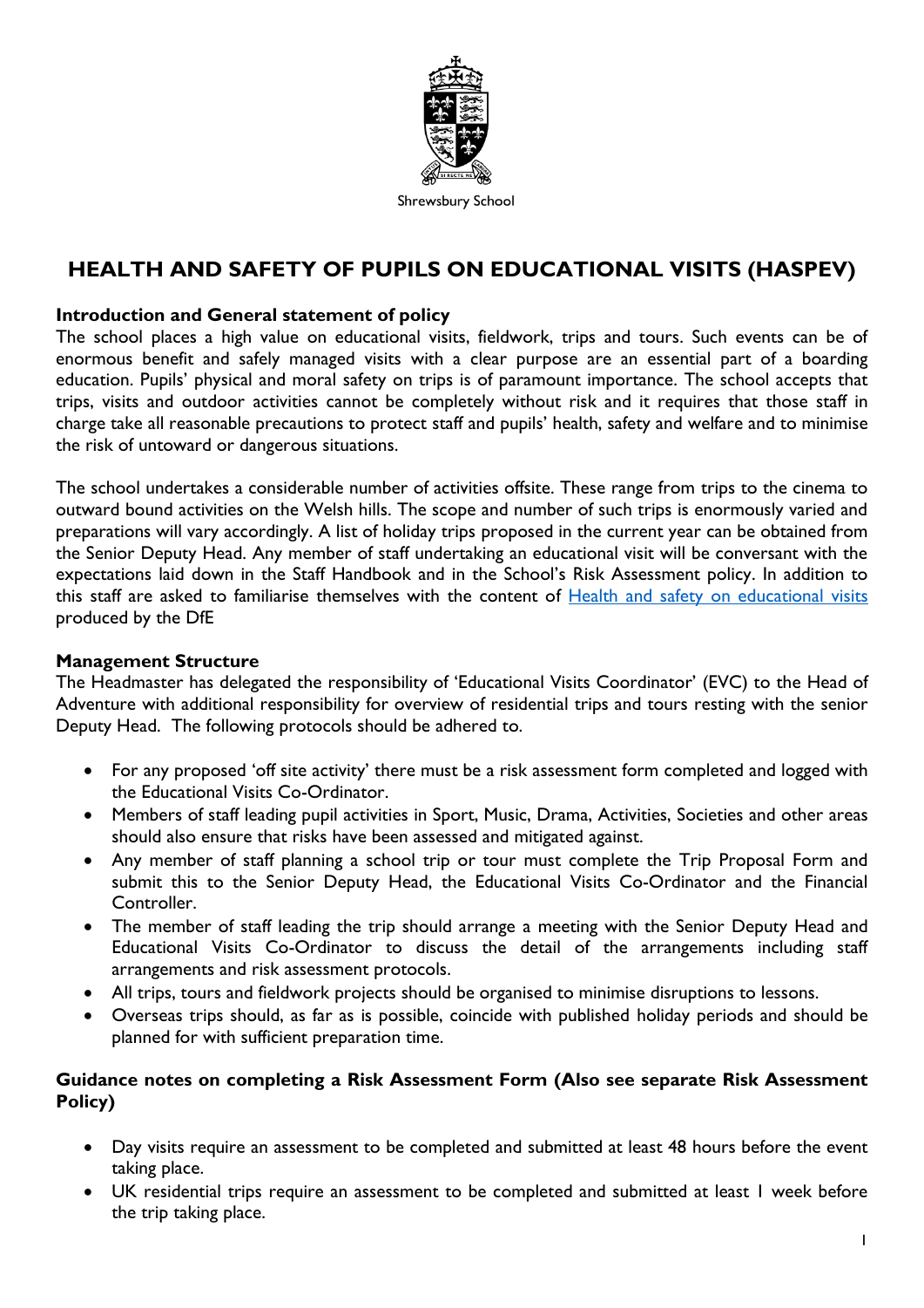Shrewsbury School

# HEALTH AND SAFETY OF PUPILS ON EDUCATIONAL VISITS (HASPEV)

**Introduction and General statement of policy**

The school places a high value on educational visits, fieldwork, trips and tours. Such events can be of enormous benefit and safely managed visits with a clear purpose are an essential part of a boarding education. Pupils' physical and moral safety on trips is of paramount importance. The school accepts that trips, visits and outdoor activities cannot be completely without risk and it requires that those staff in charge take all reasonable precautions to protect staff and pupils' health, safety and welfare and to minimise the risk of untoward or dangerous situations.

The school undertakes a considerable number of activities offsite. These range from trips to the cinema to outward bound activities on the Welsh hills. The scope and number of such trips is enormously varied and preparations will vary accordingly. A list of holiday trips proposed in the current year can be obtained from the Senior Deputy Head. Any member of staff undertaking an educational visit will be conversant with the expectations laid down in the Staff Handbook and in the School's Risk Assessment policy. In addition to this staff are asked to familiarise themselves with the content of Health and safety on educational visits produced by the DfE

**Management Structure**

The Headmaster has delegated the responsibility of 'Educational Visits Coordinator' (EVC) to the Head of Adventure with additional responsibility for overview of residential trips and tours resting with the senior Deputy Head. The following protocols should be adhered to.

- For any proposed 'off site activity' there must be a risk assessment form completed and logged with the Educational Visits Co-Ordinator.
- Members of staff leading pupil activities in Sport, Music, Drama, Activities, Societies and other areas should also ensure that risks have been assessed and mitigated against.
- Any member of staff planning a school trip or tour must complete the Trip Proposal Form and submit this to the Senior Deputy Head, the Educational Visits Co-Ordinator and the Financial Controller.
- The member of staff leading the trip should arrange a meeting with the Senior Deputy Head and Educational Visits Co-Ordinator to discuss the detail of the arrangements including staff arrangements and risk assessment protocols.
- All trips, tours and fieldwork projects should be organised to minimise disruptions to lessons.
- Overseas trips should, as far as is possible, coincide with published holiday periods and should be planned for with sufficient preparation time.

**Guidance notes on completing a Risk Assessment Form (Also see separate Risk Assessment Policy)**

- Day visits require an assessment to be completed and submitted at least 48 hours before the event taking place.
- UK residential trips require an assessment to be completed and submitted at least 1 week before the trip taking place.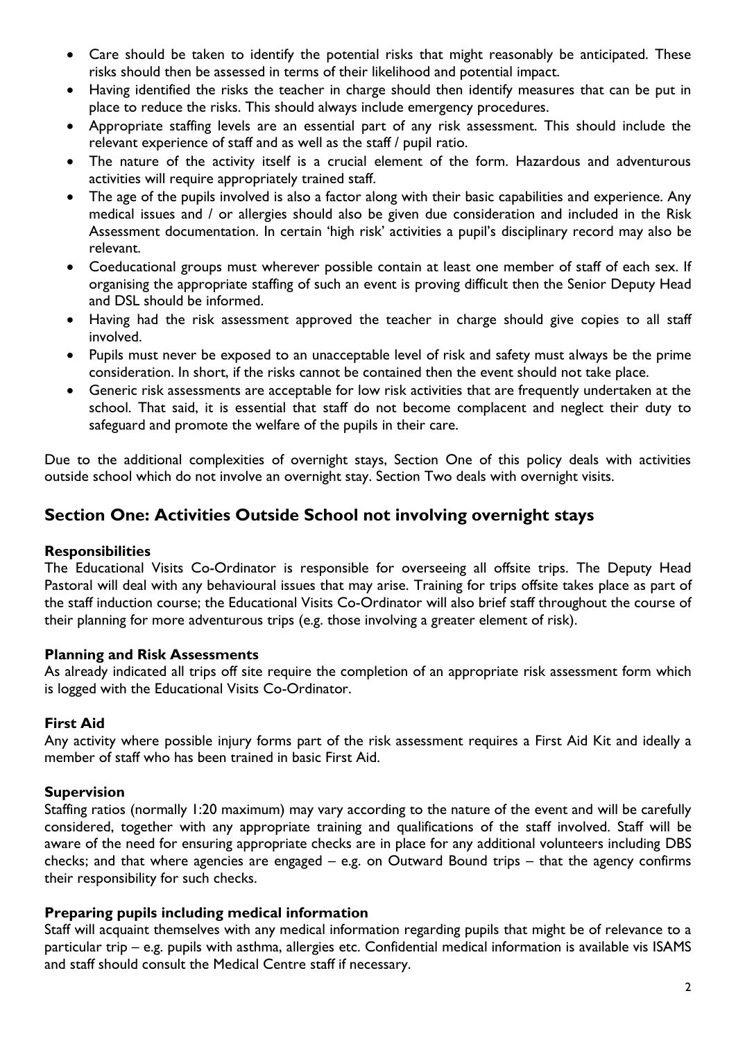- Care should be taken to identify the potential risks that might reasonably be anticipated. These risks should then be assessed in terms of their likelihood and potential impact.
- Having identified the risks the teacher in charge should then identify measures that can be put in place to reduce the risks. This should always include emergency procedures.
- Appropriate staffing levels are an essential part of any risk assessment. This should include the relevant experience of staff and as well as the staff / pupil ratio.
- The nature of the activity itself is a crucial element of the form. Hazardous and adventurous activities will require appropriately trained staff.
- The age of the pupils involved is also a factor along with their basic capabilities and experience. Any medical issues and / or allergies should also be given due consideration and included in the Risk Assessment documentation. In certain 'high risk' activities a pupil's disciplinary record may also be relevant.
- Coeducational groups must wherever possible contain at least one member of staff of each sex. If organising the appropriate staffing of such an event is proving difficult then the Senior Deputy Head and DSL should be informed.
- Having had the risk assessment approved the teacher in charge should give copies to all staff involved.
- Pupils must never be exposed to an unacceptable level of risk and safety must always be the prime consideration. In short, if the risks cannot be contained then the event should not take place.
- Generic risk assessments are acceptable for low risk activities that are frequently undertaken at the school. That said, it is essential that staff do not become complacent and neglect their duty to safeguard and promote the welfare of the pupils in their care.

Due to the additional complexities of overnight stays, Section One of this policy deals with activities outside school which do not involve an overnight stay. Section Two deals with overnight visits.

## Section One: Activities Outside School not involving overnight stays

**Responsibilities**

The Educational Visits Co-Ordinator is responsible for overseeing all offsite trips. The Deputy Head Pastoral will deal with any behavioural issues that may arise. Training for trips offsite takes place as part of the staff induction course; the Educational Visits Co-Ordinator will also brief staff throughout the course of their planning for more adventurous trips (e.g. those involving a greater element of risk).

**Planning and Risk Assessments**

As already indicated all trips off site require the completion of an appropriate risk assessment form which is logged with the Educational Visits Co-Ordinator.

**First Aid**

Any activity where possible injury forms part of the risk assessment requires a First Aid Kit and ideally a member of staff who has been trained in basic First Aid.

**Supervision**

Staffing ratios (normally 1:20 maximum) may vary according to the nature of the event and will be carefully considered, together with any appropriate training and qualifications of the staff involved. Staff will be aware of the need for ensuring appropriate checks are in place for any additional volunteers including DBS checks; and that where agencies are engaged – e.g. on Outward Bound trips – that the agency confirms their responsibility for such checks.

**Preparing pupils including medical information**

Staff will acquaint themselves with any medical information regarding pupils that might be of relevance to a particular trip – e.g. pupils with asthma, allergies etc. Confidential medical information is available vis ISAMS and staff should consult the Medical Centre staff if necessary.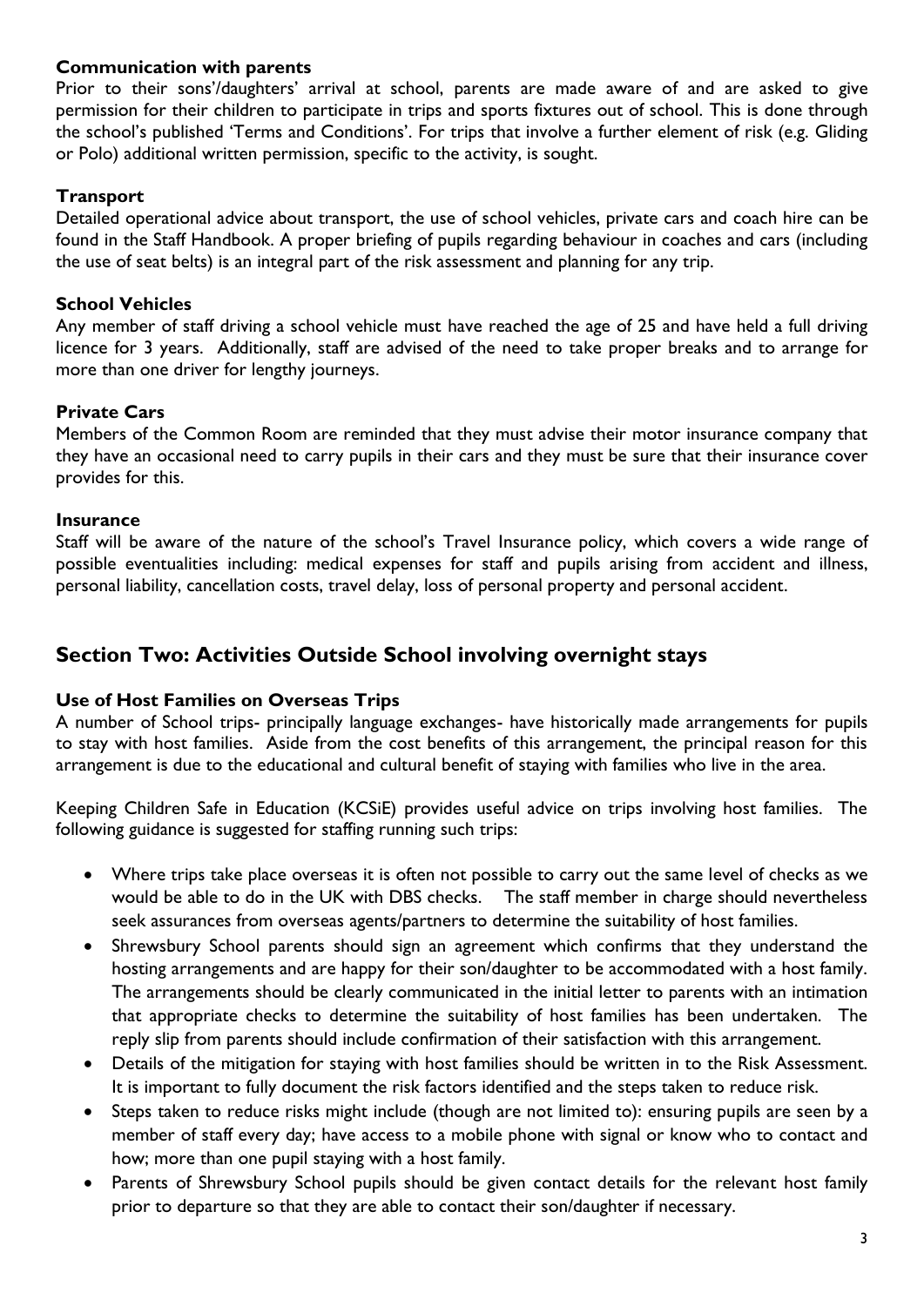### Communication with parents

Prior to their sons'/daughters' arrival at school, parents are made aware of and are asked to give permission for their children to participate in trips and sports fixtures out of school. This is done through the school's published 'Terms and Conditions'. For trips that involve a further element of risk (e.g. Gliding or Polo) additional written permission, specific to the activity, is sought.

### Transport

Detailed operational advice about transport, the use of school vehicles, private cars and coach hire can be found in the Staff Handbook. A proper briefing of pupils regarding behaviour in coaches and cars (including the use of seat belts) is an integral part of the risk assessment and planning for any trip.

### School Vehicles

Any member of staff driving a school vehicle must have reached the age of 25 and have held a full driving licence for 3 years. Additionally, staff are advised of the need to take proper breaks and to arrange for more than one driver for lengthy journeys.

### Private Cars

Members of the Common Room are reminded that they must advise their motor insurance company that they have an occasional need to carry pupils in their cars and they must be sure that their insurance cover provides for this.

### Insurance

Staff will be aware of the nature of the school's Travel Insurance policy, which covers a wide range of possible eventualities including: medical expenses for staff and pupils arising from accident and illness, personal liability, cancellation costs, travel delay, loss of personal property and personal accident.

## Section Two: Activities Outside School involving overnight stays

### Use of Host Families on Overseas Trips

A number of School trips- principally language exchanges- have historically made arrangements for pupils to stay with host families. Aside from the cost benefits of this arrangement, the principal reason for this arrangement is due to the educational and cultural benefit of staying with families who live in the area.

Keeping Children Safe in Education (KCSiE) provides useful advice on trips involving host families. The following guidance is suggested for staffing running such trips:

- Where trips take place overseas it is often not possible to carry out the same level of checks as we would be able to do in the UK with DBS checks. The staff member in charge should nevertheless seek assurances from overseas agents/partners to determine the suitability of host families.
- Shrewsbury School parents should sign an agreement which confirms that they understand the hosting arrangements and are happy for their son/daughter to be accommodated with a host family. The arrangements should be clearly communicated in the initial letter to parents with an intimation that appropriate checks to determine the suitability of host families has been undertaken. The reply slip from parents should include confirmation of their satisfaction with this arrangement.
- Details of the mitigation for staying with host families should be written in to the Risk Assessment. It is important to fully document the risk factors identified and the steps taken to reduce risk.
- Steps taken to reduce risks might include (though are not limited to): ensuring pupils are seen by a member of staff every day; have access to a mobile phone with signal or know who to contact and how; more than one pupil staying with a host family.
- Parents of Shrewsbury School pupils should be given contact details for the relevant host family prior to departure so that they are able to contact their son/daughter if necessary.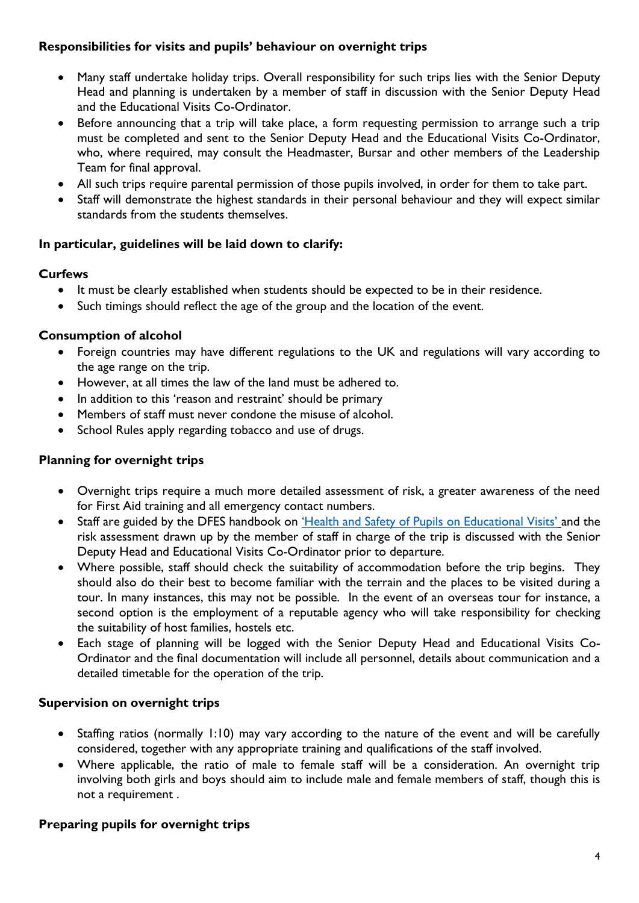### Responsibilities for visits and pupils' behaviour on overnight trips

- Many staff undertake holiday trips. Overall responsibility for such trips lies with the Senior Deputy Head and planning is undertaken by a member of staff in discussion with the Senior Deputy Head and the Educational Visits Co-Ordinator.
- Before announcing that a trip will take place, a form requesting permission to arrange such a trip must be completed and sent to the Senior Deputy Head and the Educational Visits Co-Ordinator, who, where required, may consult the Headmaster, Bursar and other members of the Leadership Team for final approval.
- All such trips require parental permission of those pupils involved, in order for them to take part.
- Staff will demonstrate the highest standards in their personal behaviour and they will expect similar standards from the students themselves.

### In particular, guidelines will be laid down to clarify:

### Curfews

- It must be clearly established when students should be expected to be in their residence.
- Such timings should reflect the age of the group and the location of the event.

### Consumption of alcohol

- Foreign countries may have different regulations to the UK and regulations will vary according to the age range on the trip.
- However, at all times the law of the land must be adhered to.
- In addition to this 'reason and restraint' should be primary
- Members of staff must never condone the misuse of alcohol.
- School Rules apply regarding tobacco and use of drugs.

### Planning for overnight trips

- Overnight trips require a much more detailed assessment of risk, a greater awareness of the need for First Aid training and all emergency contact numbers.
- Staff are guided by the DFES handbook on 'Health and Safety of Pupils on Educational Visits' and the risk assessment drawn up by the member of staff in charge of the trip is discussed with the Senior Deputy Head and Educational Visits Co-Ordinator prior to departure.
- Where possible, staff should check the suitability of accommodation before the trip begins. They should also do their best to become familiar with the terrain and the places to be visited during a tour. In many instances, this may not be possible. In the event of an overseas tour for instance, a second option is the employment of a reputable agency who will take responsibility for checking the suitability of host families, hostels etc.
- Each stage of planning will be logged with the Senior Deputy Head and Educational Visits Co-Ordinator and the final documentation will include all personnel, details about communication and a detailed timetable for the operation of the trip.

### Supervision on overnight trips

- Staffing ratios (normally 1:10) may vary according to the nature of the event and will be carefully considered, together with any appropriate training and qualifications of the staff involved.
- Where applicable, the ratio of male to female staff will be a consideration. An overnight trip involving both girls and boys should aim to include male and female members of staff, though this is not a requirement .

### Preparing pupils for overnight trips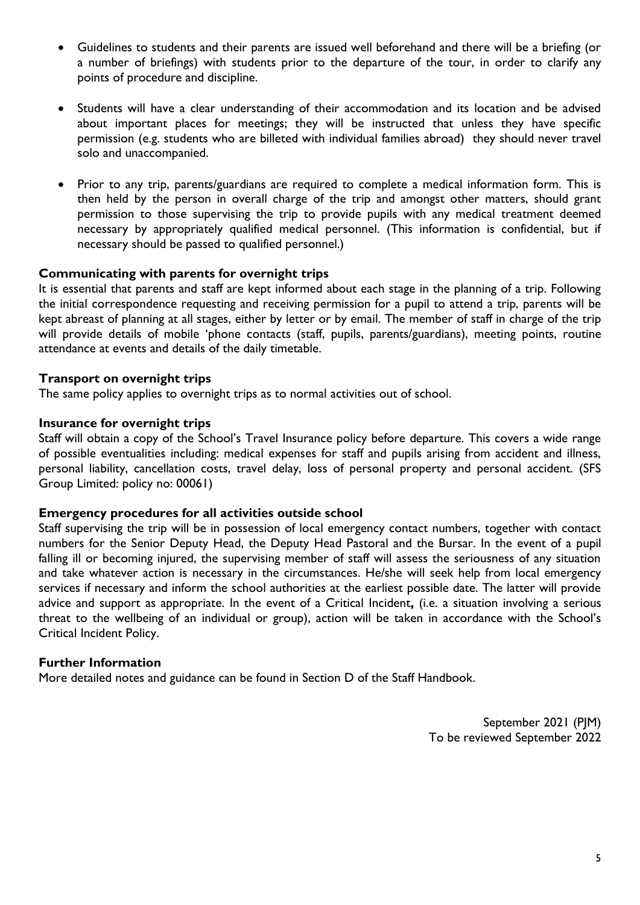- Guidelines to students and their parents are issued well beforehand and there will be a briefing (or a number of briefings) with students prior to the departure of the tour, in order to clarify any points of procedure and discipline.

- Students will have a clear understanding of their accommodation and its location and be advised about important places for meetings; they will be instructed that unless they have specific permission (e.g. students who are billeted with individual families abroad) they should never travel solo and unaccompanied.

- Prior to any trip, parents/guardians are required to complete a medical information form. This is then held by the person in overall charge of the trip and amongst other matters, should grant permission to those supervising the trip to provide pupils with any medical treatment deemed necessary by appropriately qualified medical personnel. (This information is confidential, but if necessary should be passed to qualified personnel.)

**Communicating with parents for overnight trips**

It is essential that parents and staff are kept informed about each stage in the planning of a trip. Following the initial correspondence requesting and receiving permission for a pupil to attend a trip, parents will be kept abreast of planning at all stages, either by letter or by email. The member of staff in charge of the trip will provide details of mobile 'phone contacts (staff, pupils, parents/guardians), meeting points, routine attendance at events and details of the daily timetable.

**Transport on overnight trips**

The same policy applies to overnight trips as to normal activities out of school.

**Insurance for overnight trips**

Staff will obtain a copy of the School's Travel Insurance policy before departure. This covers a wide range of possible eventualities including: medical expenses for staff and pupils arising from accident and illness, personal liability, cancellation costs, travel delay, loss of personal property and personal accident. (SFS Group Limited: policy no: 00061)

**Emergency procedures for all activities outside school**

Staff supervising the trip will be in possession of local emergency contact numbers, together with contact numbers for the Senior Deputy Head, the Deputy Head Pastoral and the Bursar. In the event of a pupil falling ill or becoming injured, the supervising member of staff will assess the seriousness of any situation and take whatever action is necessary in the circumstances. He/she will seek help from local emergency services if necessary and inform the school authorities at the earliest possible date. The latter will provide advice and support as appropriate. In the event of a Critical Incident**,** (i.e. a situation involving a serious threat to the wellbeing of an individual or group), action will be taken in accordance with the School's Critical Incident Policy.

**Further Information**

More detailed notes and guidance can be found in Section D of the Staff Handbook.

September 2021 (PJM)
To be reviewed September 2022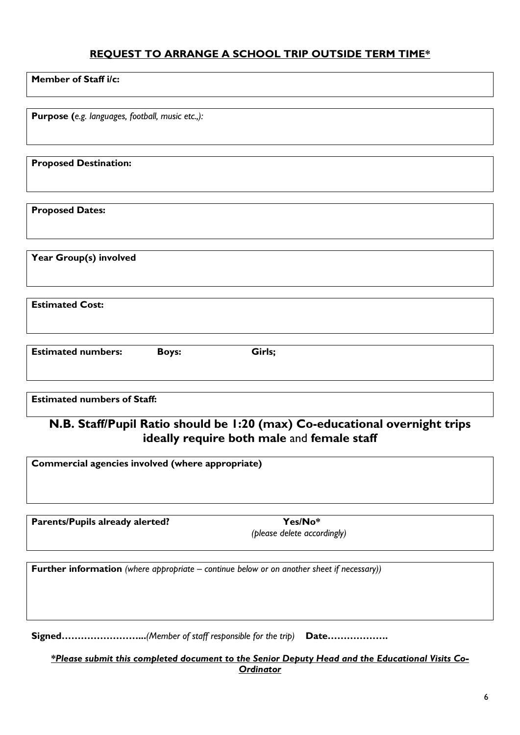## **REQUEST TO ARRANGE A SCHOOL TRIP OUTSIDE TERM TIME***

**Member of Staff i/c:**

**Purpose (***e.g. languages, football, music etc.,):*

**Proposed Destination:**

**Proposed Dates:**

**Year Group(s) involved**

**Estimated Cost:**

**Estimated numbers:** **Boys:** **Girls;**

**Estimated numbers of Staff:**

## **N.B. Staff/Pupil Ratio should be 1:20 (max) Co-educational overnight trips ideally require both male** and **female staff**

**Commercial agencies involved (where appropriate)**

**Parents/Pupils already alerted?** **Yes/No***
*(please delete accordingly)*

**Further information** *(where appropriate – continue below or on another sheet if necessary))*

**Signed……………………..***(Member of staff responsible for the trip)* **Date……………….**

***Please submit this completed document to the Senior Deputy Head and the Educational Visits Co-Ordinator***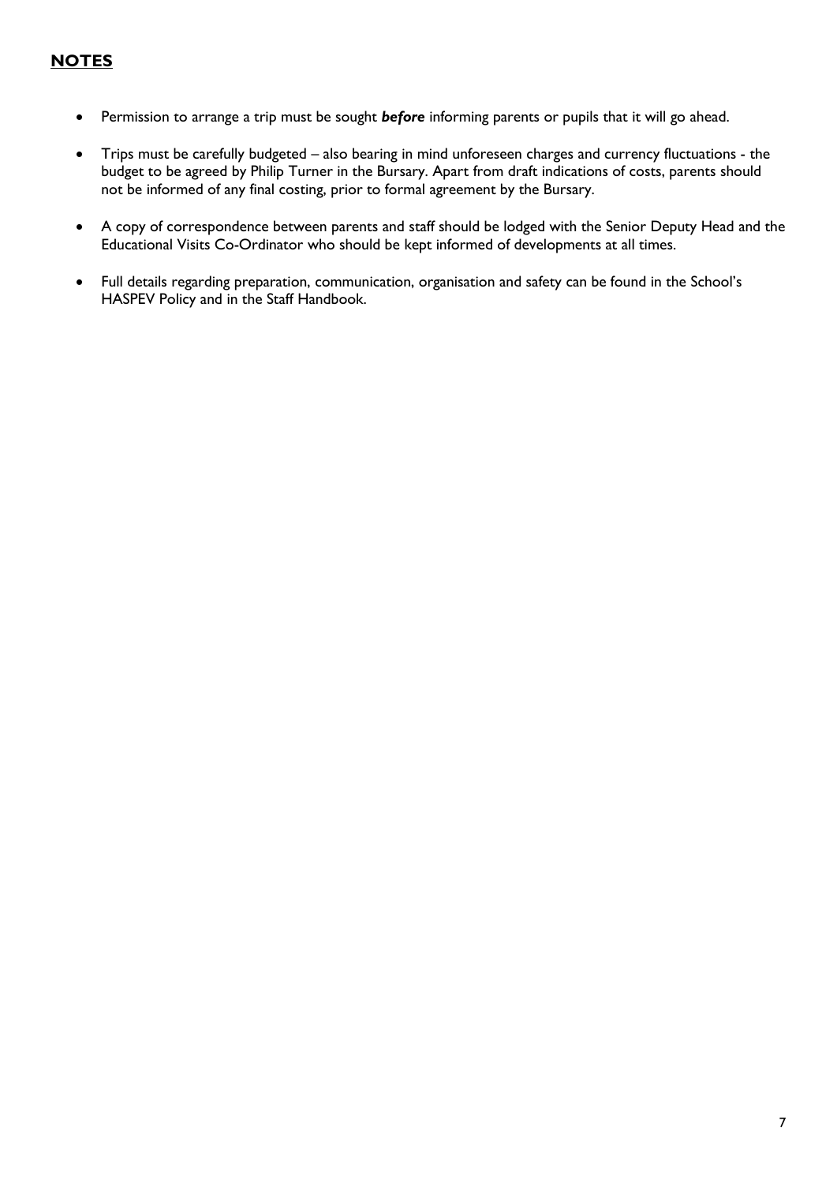## **NOTES**

- Permission to arrange a trip must be sought ***before*** informing parents or pupils that it will go ahead.
- Trips must be carefully budgeted – also bearing in mind unforeseen charges and currency fluctuations - the budget to be agreed by Philip Turner in the Bursary. Apart from draft indications of costs, parents should not be informed of any final costing, prior to formal agreement by the Bursary.
- A copy of correspondence between parents and staff should be lodged with the Senior Deputy Head and the Educational Visits Co-Ordinator who should be kept informed of developments at all times.
- Full details regarding preparation, communication, organisation and safety can be found in the School's HASPEV Policy and in the Staff Handbook.